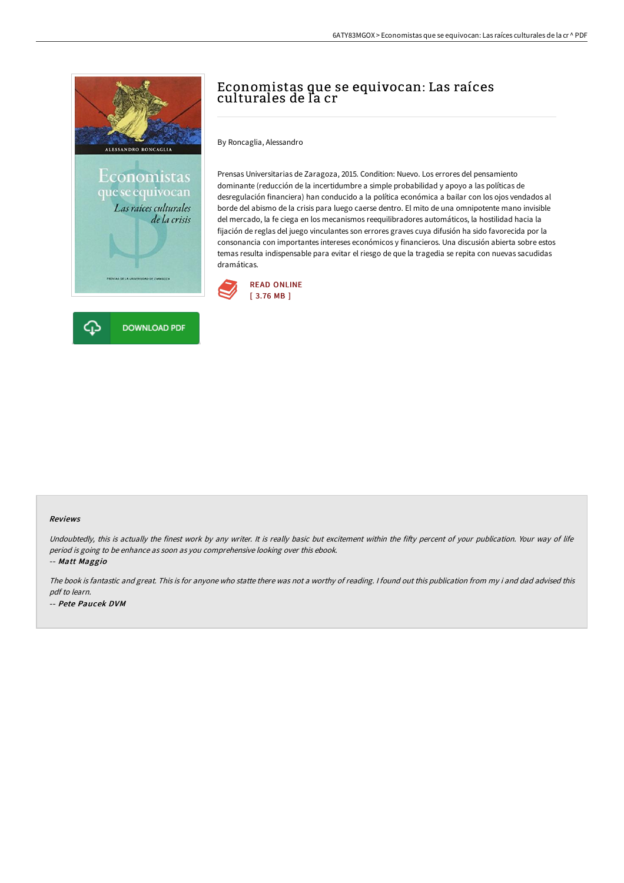# Economistas que se equivocan: Las raíces culturales de la cr

By Roncaglia, Alessandro

Prensas Universitarias de Zaragoza, 2015. Condition: Nuevo. Los errores del pensamiento dominante (reducción de la incertidumbre a simple probabilidad y apoyo a las políticas de desregulación financiera) han conducido a la política económica a bailar con los ojos vendados al borde del abismo de la crisis para luego caerse dentro. El mito de una omnipotente mano invisible del mercado, la fe ciega en los mecanismos reequilibradores automáticos, la hostilidad hacia la fijación de reglas del juego vinculantes son errores graves cuya difusión ha sido favorecida por la consonancia con importantes intereses económicos y financieros. Una discusión abierta sobre estos temas resulta indispensable para evitar el riesgo de que la tragedia se repita con nuevas sacudidas dramáticas.

READ ONLINE
[ 3.76 MB ]

DOWNLOAD PDF

## Reviews

*Undoubtedly, this is actually the finest work by any writer. It is really basic but excitement within the fifty percent of your publication. Your way of life period is going to be enhance as soon as you comprehensive looking over this ebook.*

-- *Matt Maggio*

*The book is fantastic and great. This is for anyone who statte there was not a worthy of reading. I found out this publication from my i and dad advised this pdf to learn.*

-- *Pete Paucek DVM*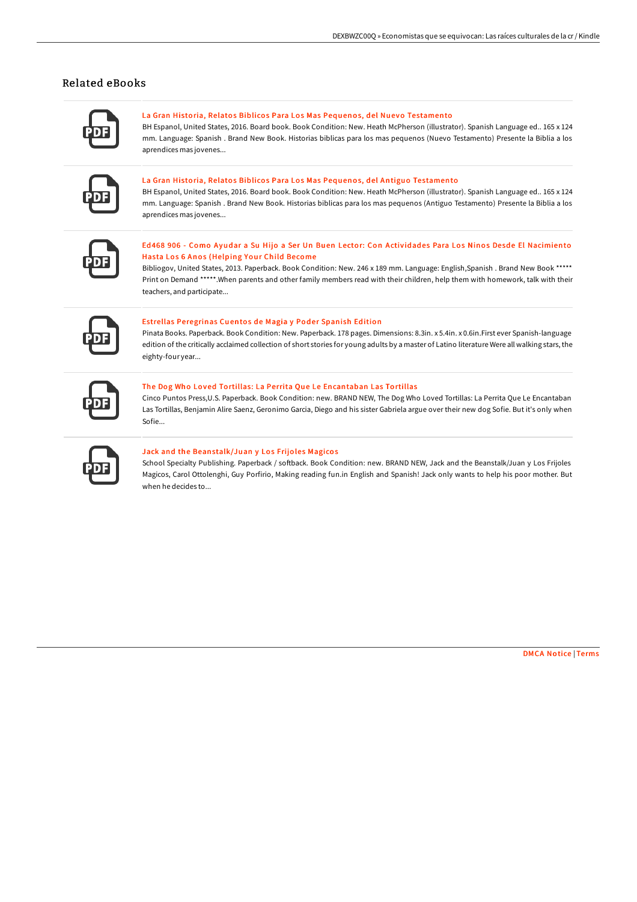## Related eBooks

### La Gran Historia, Relatos Biblicos Para Los Mas Pequenos, del Nuevo Testamento

BH Espanol, United States, 2016. Board book. Book Condition: New. Heath McPherson (illustrator). Spanish Language ed.. 165 x 124 mm. Language: Spanish . Brand New Book. Historias biblicas para los mas pequenos (Nuevo Testamento) Presente la Biblia a los aprendices mas jovenes...

### La Gran Historia, Relatos Biblicos Para Los Mas Pequenos, del Antiguo Testamento

BH Espanol, United States, 2016. Board book. Book Condition: New. Heath McPherson (illustrator). Spanish Language ed.. 165 x 124 mm. Language: Spanish . Brand New Book. Historias biblicas para los mas pequenos (Antiguo Testamento) Presente la Biblia a los aprendices mas jovenes...

### Ed468 906 - Como Ayudar a Su Hijo a Ser Un Buen Lector: Con Actividades Para Los Ninos Desde El Nacimiento Hasta Los 6 Anos (Helping Your Child Become

Bibliogov, United States, 2013. Paperback. Book Condition: New. 246 x 189 mm. Language: English,Spanish . Brand New Book ***** Print on Demand *****.When parents and other family members read with their children, help them with homework, talk with their teachers, and participate...

### Estrellas Peregrinas Cuentos de Magia y Poder Spanish Edition

Pinata Books. Paperback. Book Condition: New. Paperback. 178 pages. Dimensions: 8.3in. x 5.4in. x 0.6in.First ever Spanish-language edition of the critically acclaimed collection of short stories for young adults by a master of Latino literature Were all walking stars, the eighty-four year...

### The Dog Who Loved Tortillas: La Perrita Que Le Encantaban Las Tortillas

Cinco Puntos Press,U.S. Paperback. Book Condition: new. BRAND NEW, The Dog Who Loved Tortillas: La Perrita Que Le Encantaban Las Tortillas, Benjamin Alire Saenz, Geronimo Garcia, Diego and his sister Gabriela argue over their new dog Sofie. But it's only when Sofie...

### Jack and the Beanstalk/Juan y Los Frijoles Magicos

School Specialty Publishing. Paperback / softback. Book Condition: new. BRAND NEW, Jack and the Beanstalk/Juan y Los Frijoles Magicos, Carol Ottolenghi, Guy Porfirio, Making reading fun.in English and Spanish! Jack only wants to help his poor mother. But when he decides to...